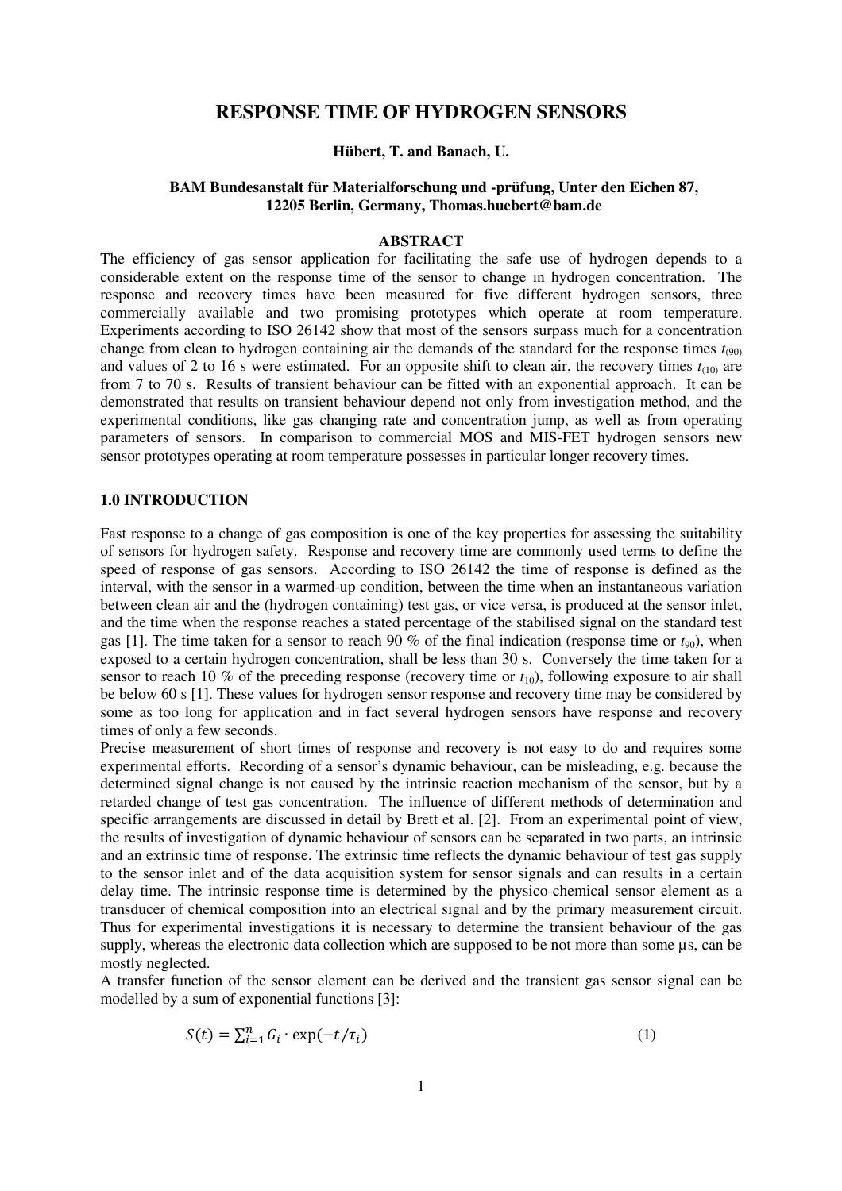# RESPONSE TIME OF HYDROGEN SENSORS

**Hübert, T. and Banach, U.**

**BAM Bundesanstalt für Materialforschung und -prüfung, Unter den Eichen 87, 12205 Berlin, Germany, Thomas.huebert@bam.de**

## ABSTRACT

The efficiency of gas sensor application for facilitating the safe use of hydrogen depends to a considerable extent on the response time of the sensor to change in hydrogen concentration. The response and recovery times have been measured for five different hydrogen sensors, three commercially available and two promising prototypes which operate at room temperature. Experiments according to ISO 26142 show that most of the sensors surpass much for a concentration change from clean to hydrogen containing air the demands of the standard for the response times $t_{(90)}$ and values of 2 to 16 s were estimated. For an opposite shift to clean air, the recovery times $t_{(10)}$ are from 7 to 70 s. Results of transient behaviour can be fitted with an exponential approach. It can be demonstrated that results on transient behaviour depend not only from investigation method, and the experimental conditions, like gas changing rate and concentration jump, as well as from operating parameters of sensors. In comparison to commercial MOS and MIS-FET hydrogen sensors new sensor prototypes operating at room temperature possesses in particular longer recovery times.

## 1.0 INTRODUCTION

Fast response to a change of gas composition is one of the key properties for assessing the suitability of sensors for hydrogen safety. Response and recovery time are commonly used terms to define the speed of response of gas sensors. According to ISO 26142 the time of response is defined as the interval, with the sensor in a warmed-up condition, between the time when an instantaneous variation between clean air and the (hydrogen containing) test gas, or vice versa, is produced at the sensor inlet, and the time when the response reaches a stated percentage of the stabilised signal on the standard test gas [1]. The time taken for a sensor to reach 90 % of the final indication (response time or $t_{90}$), when exposed to a certain hydrogen concentration, shall be less than 30 s. Conversely the time taken for a sensor to reach 10 % of the preceding response (recovery time or $t_{10}$), following exposure to air shall be below 60 s [1]. These values for hydrogen sensor response and recovery time may be considered by some as too long for application and in fact several hydrogen sensors have response and recovery times of only a few seconds.

Precise measurement of short times of response and recovery is not easy to do and requires some experimental efforts. Recording of a sensor's dynamic behaviour, can be misleading, e.g. because the determined signal change is not caused by the intrinsic reaction mechanism of the sensor, but by a retarded change of test gas concentration. The influence of different methods of determination and specific arrangements are discussed in detail by Brett et al. [2]. From an experimental point of view, the results of investigation of dynamic behaviour of sensors can be separated in two parts, an intrinsic and an extrinsic time of response. The extrinsic time reflects the dynamic behaviour of test gas supply to the sensor inlet and of the data acquisition system for sensor signals and can results in a certain delay time. The intrinsic response time is determined by the physico-chemical sensor element as a transducer of chemical composition into an electrical signal and by the primary measurement circuit. Thus for experimental investigations it is necessary to determine the transient behaviour of the gas supply, whereas the electronic data collection which are supposed to be not more than some µs, can be mostly neglected.

A transfer function of the sensor element can be derived and the transient gas sensor signal can be modelled by a sum of exponential functions [3]:

$$S(t) = \sum_{i=1}^{n} G_i \cdot \exp(-t/\tau_i) \qquad (1)$$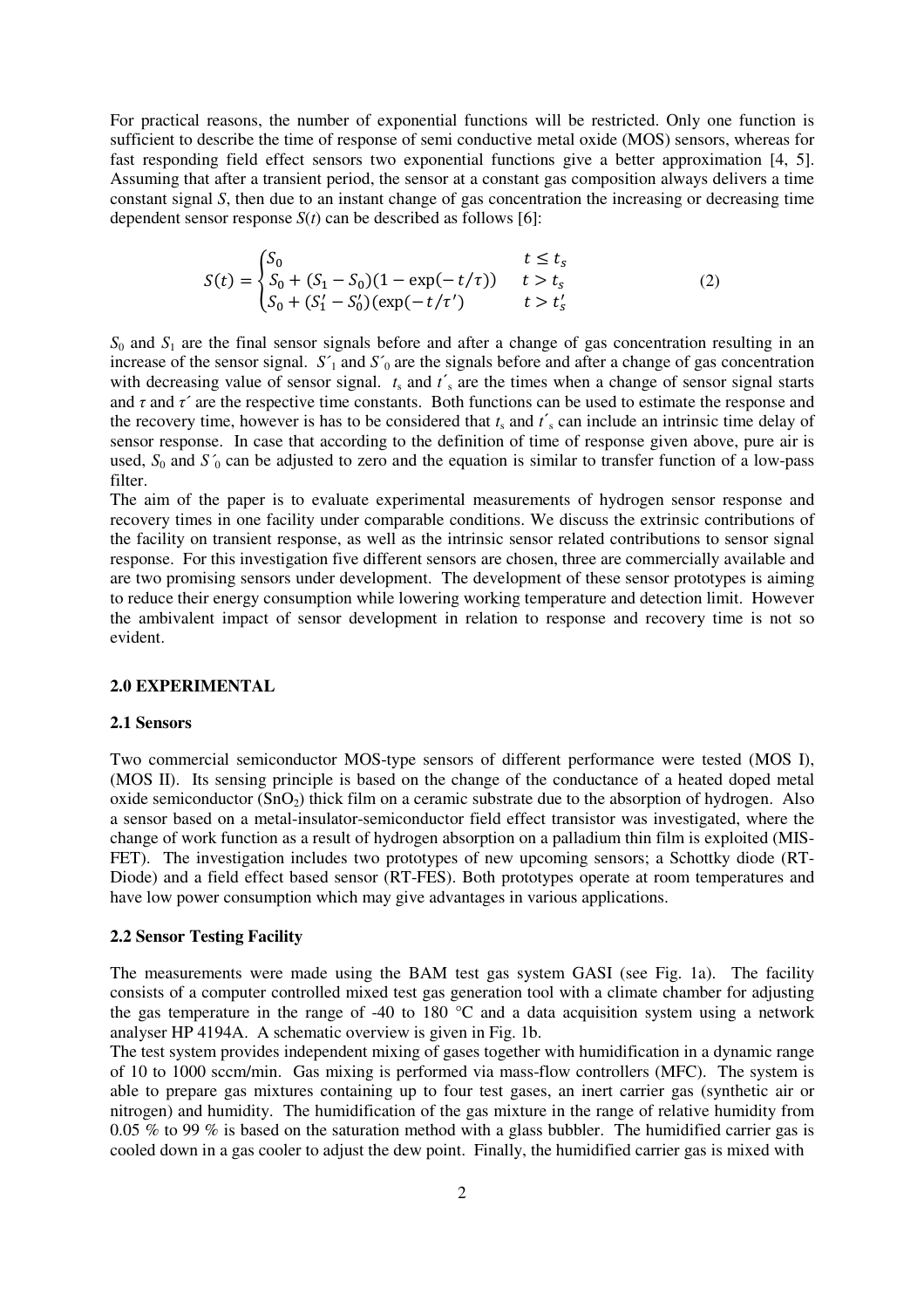For practical reasons, the number of exponential functions will be restricted. Only one function is sufficient to describe the time of response of semi conductive metal oxide (MOS) sensors, whereas for fast responding field effect sensors two exponential functions give a better approximation [4, 5]. Assuming that after a transient period, the sensor at a constant gas composition always delivers a time constant signal $S$, then due to an instant change of gas concentration the increasing or decreasing time dependent sensor response $S(t)$ can be described as follows [6]:

$$S(t) = \begin{cases} S_0 & t \leq t_s \\ S_0 + (S_1 - S_0)(1 - \exp(-t/\tau)) & t > t_s \\ S_0 + (S_1' - S_0')(\exp(-t/\tau')) & t > t_s' \end{cases} \tag{2}$$

$S_0$ and $S_1$ are the final sensor signals before and after a change of gas concentration resulting in an increase of the sensor signal. $S'_1$ and $S'_0$ are the signals before and after a change of gas concentration with decreasing value of sensor signal. $t_s$ and $t'_s$ are the times when a change of sensor signal starts and $\tau$ and $\tau'$ are the respective time constants. Both functions can be used to estimate the response and the recovery time, however is has to be considered that $t_s$ and $t'_s$ can include an intrinsic time delay of sensor response. In case that according to the definition of time of response given above, pure air is used, $S_0$ and $S'_0$ can be adjusted to zero and the equation is similar to transfer function of a low-pass filter.

The aim of the paper is to evaluate experimental measurements of hydrogen sensor response and recovery times in one facility under comparable conditions. We discuss the extrinsic contributions of the facility on transient response, as well as the intrinsic sensor related contributions to sensor signal response. For this investigation five different sensors are chosen, three are commercially available and are two promising sensors under development. The development of these sensor prototypes is aiming to reduce their energy consumption while lowering working temperature and detection limit. However the ambivalent impact of sensor development in relation to response and recovery time is not so evident.

## 2.0 EXPERIMENTAL

### 2.1 Sensors

Two commercial semiconductor MOS-type sensors of different performance were tested (MOS I), (MOS II). Its sensing principle is based on the change of the conductance of a heated doped metal oxide semiconductor ($SnO_2$) thick film on a ceramic substrate due to the absorption of hydrogen. Also a sensor based on a metal-insulator-semiconductor field effect transistor was investigated, where the change of work function as a result of hydrogen absorption on a palladium thin film is exploited (MIS-FET). The investigation includes two prototypes of new upcoming sensors; a Schottky diode (RT-Diode) and a field effect based sensor (RT-FES). Both prototypes operate at room temperatures and have low power consumption which may give advantages in various applications.

### 2.2 Sensor Testing Facility

The measurements were made using the BAM test gas system GASI (see Fig. 1a). The facility consists of a computer controlled mixed test gas generation tool with a climate chamber for adjusting the gas temperature in the range of -40 to 180 °C and a data acquisition system using a network analyser HP 4194A. A schematic overview is given in Fig. 1b.

The test system provides independent mixing of gases together with humidification in a dynamic range of 10 to 1000 sccm/min. Gas mixing is performed via mass-flow controllers (MFC). The system is able to prepare gas mixtures containing up to four test gases, an inert carrier gas (synthetic air or nitrogen) and humidity. The humidification of the gas mixture in the range of relative humidity from 0.05 % to 99 % is based on the saturation method with a glass bubbler. The humidified carrier gas is cooled down in a gas cooler to adjust the dew point. Finally, the humidified carrier gas is mixed with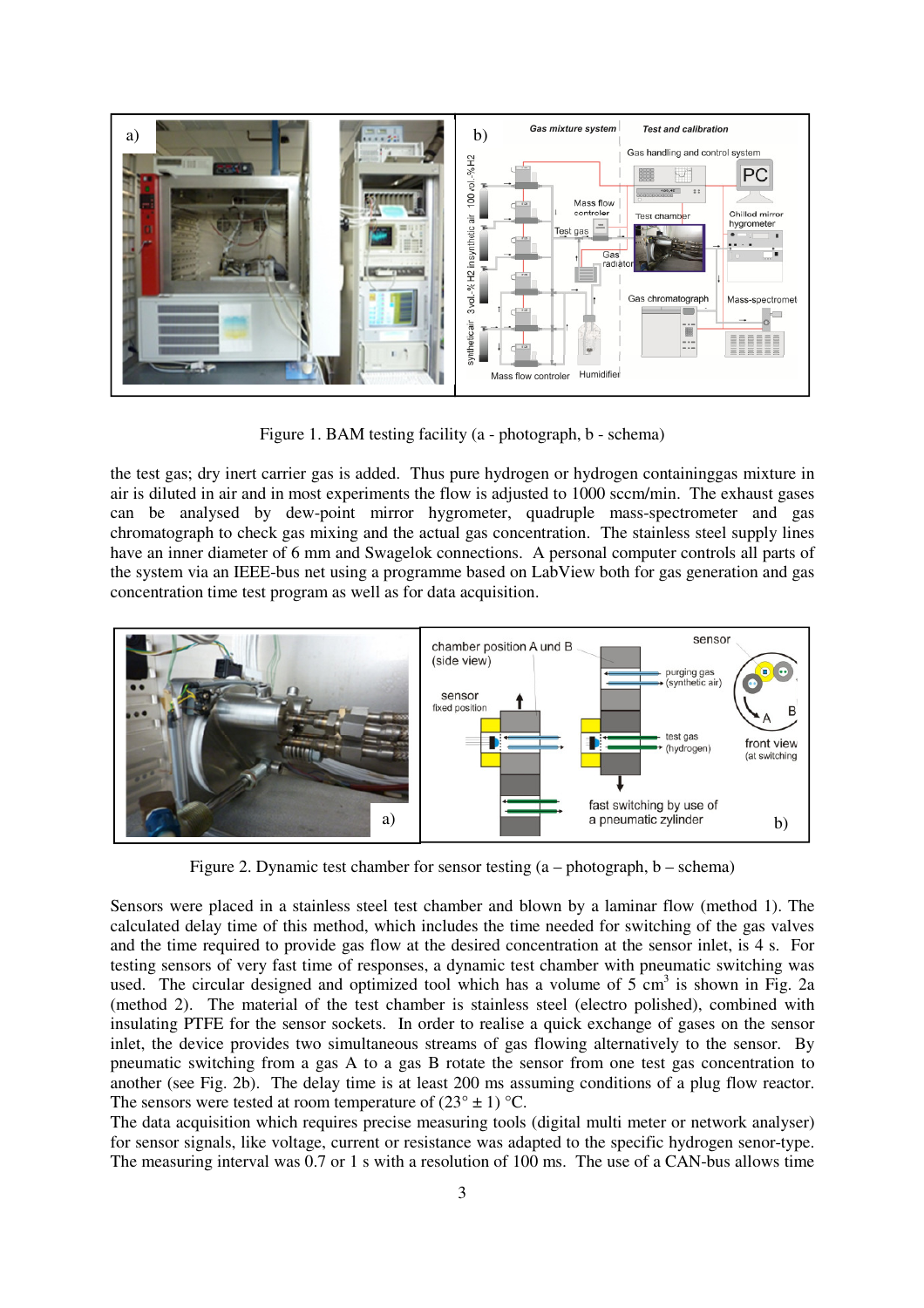Figure 1. BAM testing facility (a - photograph, b - schema)

the test gas; dry inert carrier gas is added. Thus pure hydrogen or hydrogen containinggas mixture in air is diluted in air and in most experiments the flow is adjusted to 1000 sccm/min. The exhaust gases can be analysed by dew-point mirror hygrometer, quadruple mass-spectrometer and gas chromatograph to check gas mixing and the actual gas concentration. The stainless steel supply lines have an inner diameter of 6 mm and Swagelok connections. A personal computer controls all parts of the system via an IEEE-bus net using a programme based on LabView both for gas generation and gas concentration time test program as well as for data acquisition.

Figure 2. Dynamic test chamber for sensor testing (a – photograph, b – schema)

Sensors were placed in a stainless steel test chamber and blown by a laminar flow (method 1). The calculated delay time of this method, which includes the time needed for switching of the gas valves and the time required to provide gas flow at the desired concentration at the sensor inlet, is 4 s. For testing sensors of very fast time of responses, a dynamic test chamber with pneumatic switching was used. The circular designed and optimized tool which has a volume of 5 $cm^3$ is shown in Fig. 2a (method 2). The material of the test chamber is stainless steel (electro polished), combined with insulating PTFE for the sensor sockets. In order to realise a quick exchange of gases on the sensor inlet, the device provides two simultaneous streams of gas flowing alternatively to the sensor. By pneumatic switching from a gas A to a gas B rotate the sensor from one test gas concentration to another (see Fig. 2b). The delay time is at least 200 ms assuming conditions of a plug flow reactor. The sensors were tested at room temperature of (23° ± 1) °C.

The data acquisition which requires precise measuring tools (digital multi meter or network analyser) for sensor signals, like voltage, current or resistance was adapted to the specific hydrogen senor-type. The measuring interval was 0.7 or 1 s with a resolution of 100 ms. The use of a CAN-bus allows time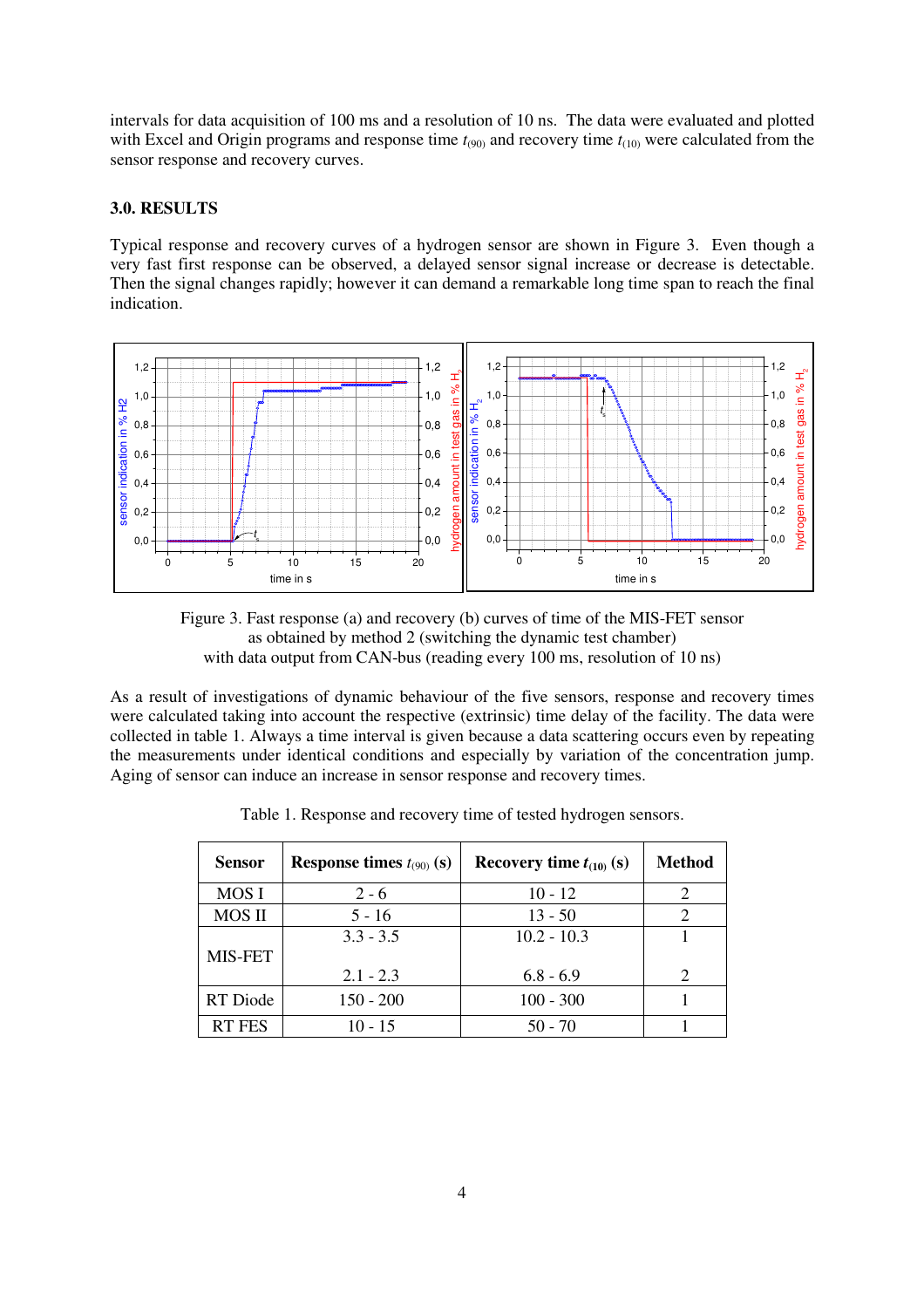intervals for data acquisition of 100 ms and a resolution of 10 ns. The data were evaluated and plotted with Excel and Origin programs and response time $t_{(90)}$ and recovery time $t_{(10)}$ were calculated from the sensor response and recovery curves.

### 3.0. RESULTS

Typical response and recovery curves of a hydrogen sensor are shown in Figure 3. Even though a very fast first response can be observed, a delayed sensor signal increase or decrease is detectable. Then the signal changes rapidly; however it can demand a remarkable long time span to reach the final indication.

Figure 3. Fast response (a) and recovery (b) curves of time of the MIS-FET sensor as obtained by method 2 (switching the dynamic test chamber) with data output from CAN-bus (reading every 100 ms, resolution of 10 ns)

As a result of investigations of dynamic behaviour of the five sensors, response and recovery times were calculated taking into account the respective (extrinsic) time delay of the facility. The data were collected in table 1. Always a time interval is given because a data scattering occurs even by repeating the measurements under identical conditions and especially by variation of the concentration jump. Aging of sensor can induce an increase in sensor response and recovery times.

Table 1. Response and recovery time of tested hydrogen sensors.

| Sensor | Response times $t_{(90)}$ (s) | Recovery time $t_{(10)}$ (s) | Method |
|---|---|---|---|
| MOS I | 2 - 6 | 10 - 12 | 2 |
| MOS II | 5 - 16 | 13 - 50 | 2 |
| MIS-FET | 3.3 - 3.5 | 10.2 - 10.3 | 1 |
| | 2.1 - 2.3 | 6.8 - 6.9 | 2 |
| RT Diode | 150 - 200 | 100 - 300 | 1 |
| RT FES | 10 - 15 | 50 - 70 | 1 |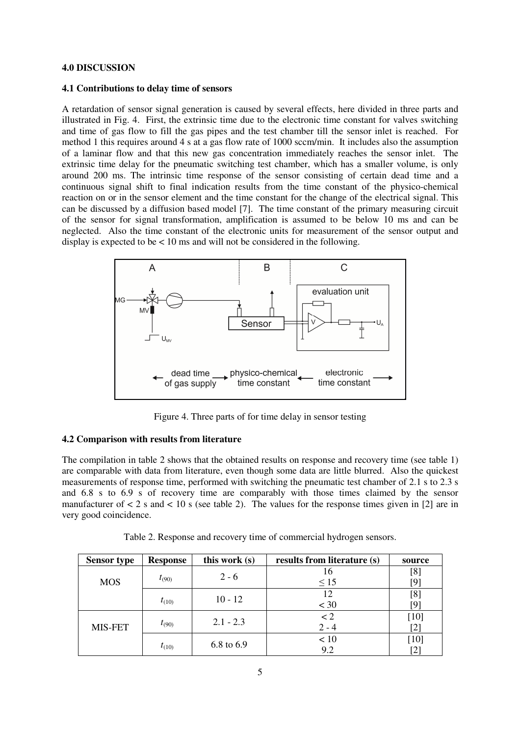### 4.0 DISCUSSION

#### 4.1 Contributions to delay time of sensors

A retardation of sensor signal generation is caused by several effects, here divided in three parts and illustrated in Fig. 4. First, the extrinsic time due to the electronic time constant for valves switching and time of gas flow to fill the gas pipes and the test chamber till the sensor inlet is reached. For method 1 this requires around 4 s at a gas flow rate of 1000 sccm/min. It includes also the assumption of a laminar flow and that this new gas concentration immediately reaches the sensor inlet. The extrinsic time delay for the pneumatic switching test chamber, which has a smaller volume, is only around 200 ms. The intrinsic time response of the sensor consisting of certain dead time and a continuous signal shift to final indication results from the time constant of the physico-chemical reaction on or in the sensor element and the time constant for the change of the electrical signal. This can be discussed by a diffusion based model [7]. The time constant of the primary measuring circuit of the sensor for signal transformation, amplification is assumed to be below 10 ms and can be neglected. Also the time constant of the electronic units for measurement of the sensor output and display is expected to be < 10 ms and will not be considered in the following.

Figure 4. Three parts of for time delay in sensor testing

#### 4.2 Comparison with results from literature

The compilation in table 2 shows that the obtained results on response and recovery time (see table 1) are comparable with data from literature, even though some data are little blurred. Also the quickest measurements of response time, performed with switching the pneumatic test chamber of 2.1 s to 2.3 s and 6.8 s to 6.9 s of recovery time are comparably with those times claimed by the sensor manufacturer of < 2 s and < 10 s (see table 2). The values for the response times given in [2] are in very good coincidence.

Table 2. Response and recovery time of commercial hydrogen sensors.

| Sensor type | Response | this work (s) | results from literature (s) | source |
|---|---|---|---|---|
| MOS | $t_{(90)}$ | 2 - 6 | 16 | [8] |
| | | | ≤ 15 | [9] |
| | $t_{(10)}$ | 10 - 12 | 12 | [8] |
| | | | < 30 | [9] |
| MIS-FET | $t_{(90)}$ | 2.1 - 2.3 | < 2 | [10] |
| | | | 2 - 4 | [2] |
| | $t_{(10)}$ | 6.8 to 6.9 | < 10 | [10] |
| | | | 9.2 | [2] |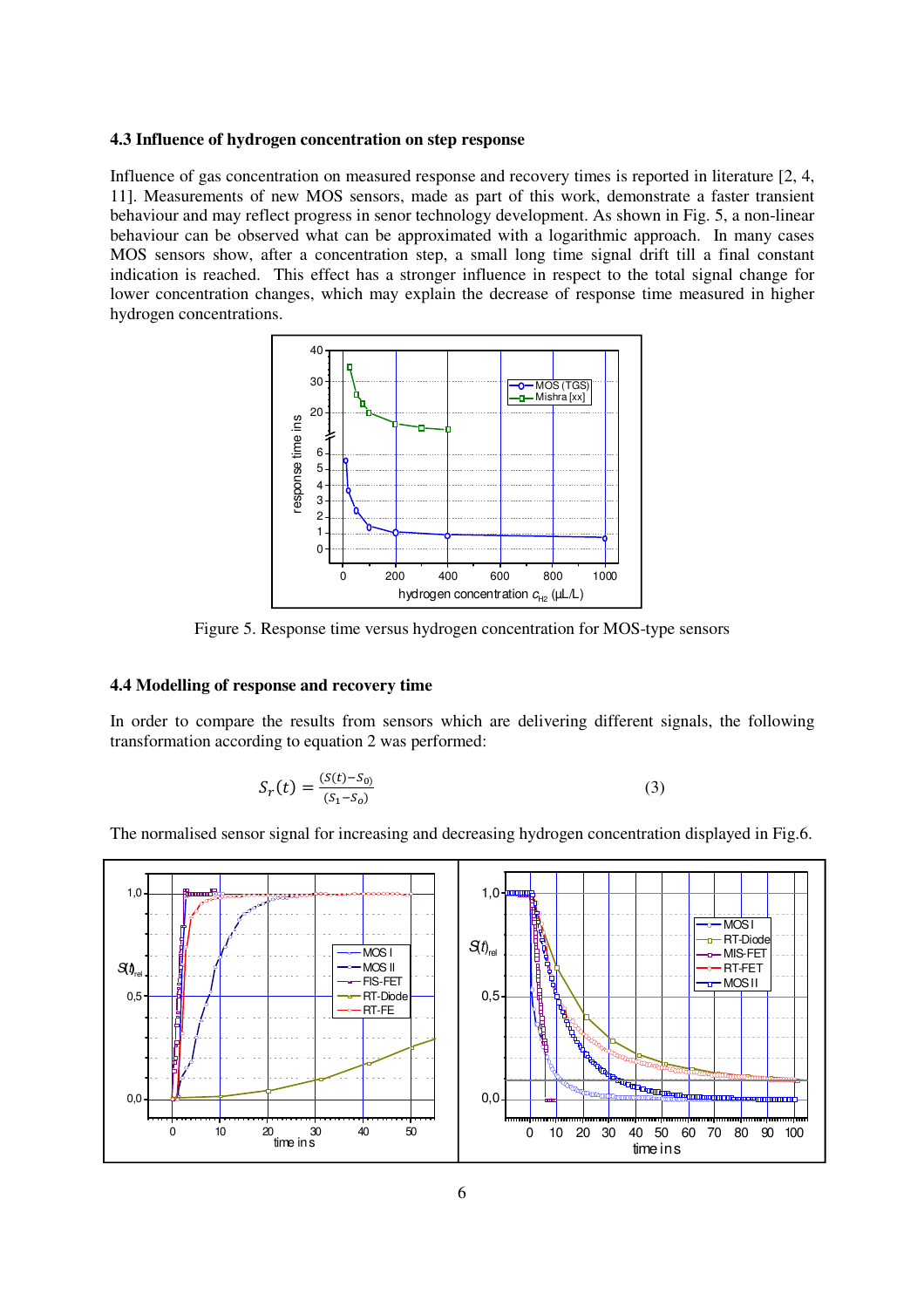### 4.3 Influence of hydrogen concentration on step response

Influence of gas concentration on measured response and recovery times is reported in literature [2, 4, 11]. Measurements of new MOS sensors, made as part of this work, demonstrate a faster transient behaviour and may reflect progress in senor technology development. As shown in Fig. 5, a non-linear behaviour can be observed what can be approximated with a logarithmic approach. In many cases MOS sensors show, after a concentration step, a small long time signal drift till a final constant indication is reached. This effect has a stronger influence in respect to the total signal change for lower concentration changes, which may explain the decrease of response time measured in higher hydrogen concentrations.

Figure 5. Response time versus hydrogen concentration for MOS-type sensors

### 4.4 Modelling of response and recovery time

In order to compare the results from sensors which are delivering different signals, the following transformation according to equation 2 was performed:

$$S_r(t) = \frac{(S(t) - S_{0)}}{(S_1 - S_o)} \qquad (3)$$

The normalised sensor signal for increasing and decreasing hydrogen concentration displayed in Fig.6.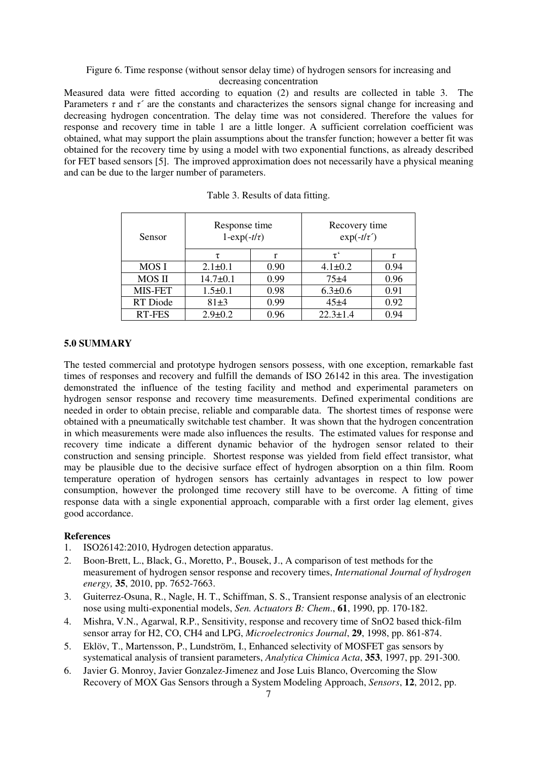Figure 6. Time response (without sensor delay time) of hydrogen sensors for increasing and decreasing concentration

Measured data were fitted according to equation (2) and results are collected in table 3. The Parameters $\tau$ and $\tau'$ are the constants and characterizes the sensors signal change for increasing and decreasing hydrogen concentration. The delay time was not considered. Therefore the values for response and recovery time in table 1 are a little longer. A sufficient correlation coefficient was obtained, what may support the plain assumptions about the transfer function; however a better fit was obtained for the recovery time by using a model with two exponential functions, as already described for FET based sensors [5]. The improved approximation does not necessarily have a physical meaning and can be due to the larger number of parameters.

Table 3. Results of data fitting.

| Sensor | Response time $1-\exp(-t/\tau)$ | | Recovery time $\exp(-t/\tau')$ | |
|---|---|---|---|---|
| | $\tau$ | r | $\tau'$ | r |
| MOS I | 2.1±0.1 | 0.90 | 4.1±0.2 | 0.94 |
| MOS II | 14.7±0.1 | 0.99 | 75±4 | 0.96 |
| MIS-FET | 1.5±0.1 | 0.98 | 6.3±0.6 | 0.91 |
| RT Diode | 81±3 | 0.99 | 45±4 | 0.92 |
| RT-FES | 2.9±0.2 | 0.96 | 22.3±1.4 | 0.94 |

## 5.0 SUMMARY

The tested commercial and prototype hydrogen sensors possess, with one exception, remarkable fast times of responses and recovery and fulfill the demands of ISO 26142 in this area. The investigation demonstrated the influence of the testing facility and method and experimental parameters on hydrogen sensor response and recovery time measurements. Defined experimental conditions are needed in order to obtain precise, reliable and comparable data. The shortest times of response were obtained with a pneumatically switchable test chamber. It was shown that the hydrogen concentration in which measurements were made also influences the results. The estimated values for response and recovery time indicate a different dynamic behavior of the hydrogen sensor related to their construction and sensing principle. Shortest response was yielded from field effect transistor, what may be plausible due to the decisive surface effect of hydrogen absorption on a thin film. Room temperature operation of hydrogen sensors has certainly advantages in respect to low power consumption, however the prolonged time recovery still have to be overcome. A fitting of time response data with a single exponential approach, comparable with a first order lag element, gives good accordance.

**References**

1. ISO26142:2010, Hydrogen detection apparatus.
2. Boon-Brett, L., Black, G., Moretto, P., Bousek, J., A comparison of test methods for the measurement of hydrogen sensor response and recovery times, *International Journal of hydrogen energy,* **35**, 2010, pp. 7652-7663.
3. Guiterrez-Osuna, R., Nagle, H. T., Schiffman, S. S., Transient response analysis of an electronic nose using multi-exponential models, *Sen. Actuators B: Chem*., **61**, 1990, pp. 170-182.
4. Mishra, V.N., Agarwal, R.P., Sensitivity, response and recovery time of SnO2 based thick-film sensor array for H2, CO, CH4 and LPG, *Microelectronics Journal*, **29**, 1998, pp. 861-874.
5. Eklöv, T., Martensson, P., Lundström, I., Enhanced selectivity of MOSFET gas sensors by systematical analysis of transient parameters, *Analytica Chimica Acta*, **353**, 1997, pp. 291-300.
6. Javier G. Monroy, Javier Gonzalez-Jimenez and Jose Luis Blanco, Overcoming the Slow Recovery of MOX Gas Sensors through a System Modeling Approach, *Sensors*, **12**, 2012, pp.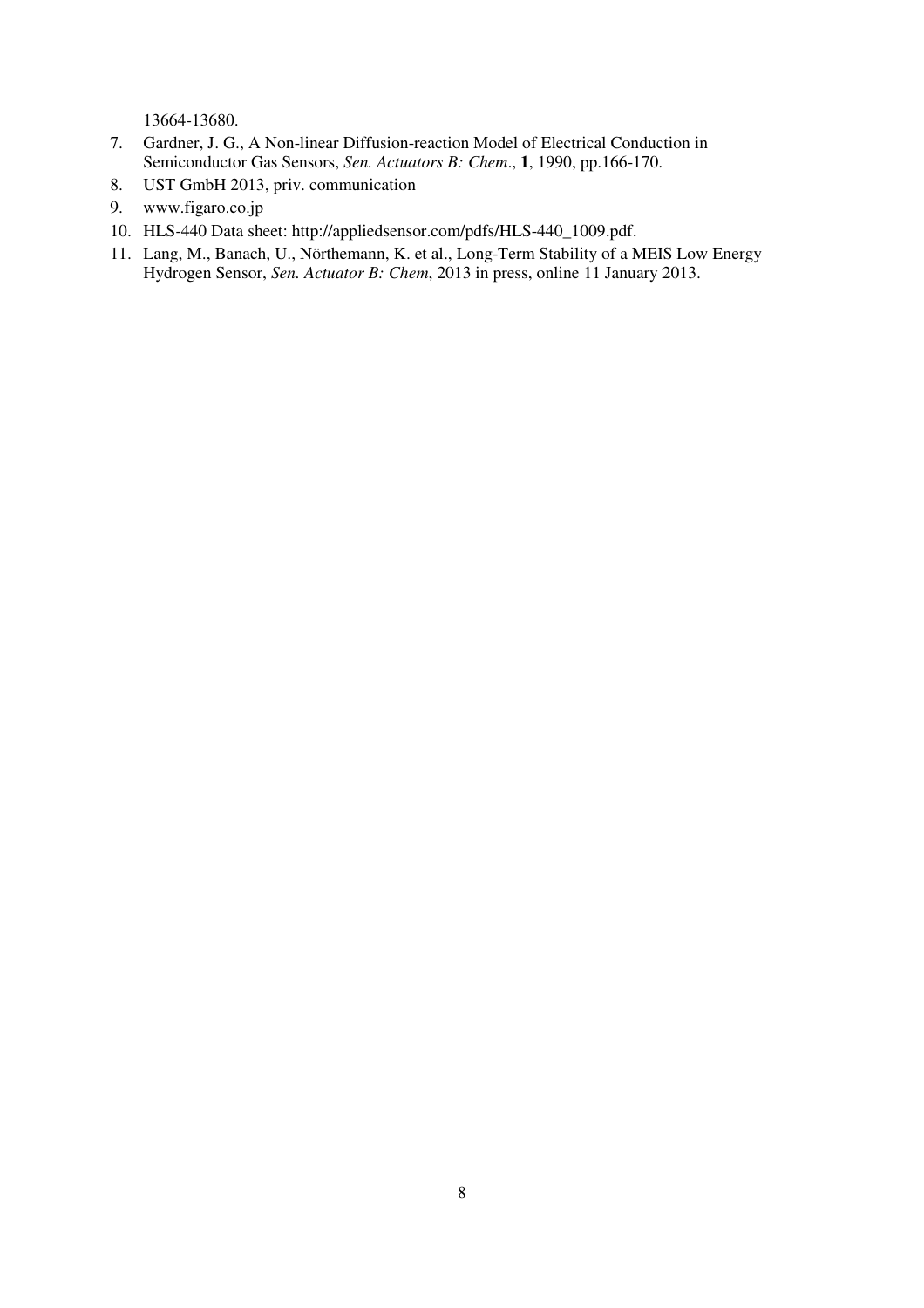13664-13680.

7. Gardner, J. G., A Non-linear Diffusion-reaction Model of Electrical Conduction in Semiconductor Gas Sensors, *Sen. Actuators B: Chem*., **1**, 1990, pp.166-170.
8. UST GmbH 2013, priv. communication
9. www.figaro.co.jp
10. HLS-440 Data sheet: http://appliedsensor.com/pdfs/HLS-440_1009.pdf.
11. Lang, M., Banach, U., Nörthemann, K. et al., Long-Term Stability of a MEIS Low Energy Hydrogen Sensor, *Sen. Actuator B: Chem*, 2013 in press, online 11 January 2013.